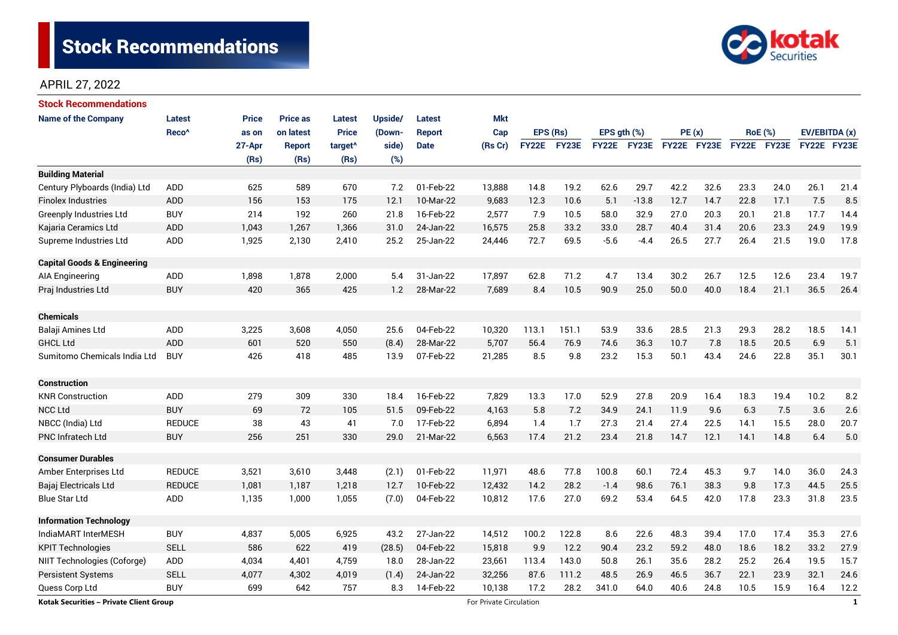# Stock Recommendations

APRIL 27, 2022

## Stock Recommendations

| Name of the Company | Latest Reco^ | Price as on 27-Apr (Rs) | Price as on latest Report (Rs) | Latest Price target^ (Rs) | Upside/ (Down-side) (%) | Latest Report Date | Mkt Cap (Rs Cr) | EPS (Rs) | | EPS gth (%) | | PE (x) | | RoE (%) | | EV/EBITDA (x) | |
|---|---|---|---|---|---|---|---|---|---|---|---|---|---|---|---|---|---|
| | | | | | | | | FY22E | FY23E | FY22E | FY23E | FY22E | FY23E | FY22E | FY23E | FY22E | FY23E |
| **Building Material** | | | | | | | | | | | | | | | | | |
| Century Plyboards (India) Ltd | ADD | 625 | 589 | 670 | 7.2 | 01-Feb-22 | 13,888 | 14.8 | 19.2 | 62.6 | 29.7 | 42.2 | 32.6 | 23.3 | 24.0 | 26.1 | 21.4 |
| Finolex Industries | ADD | 156 | 153 | 175 | 12.1 | 10-Mar-22 | 9,683 | 12.3 | 10.6 | 5.1 | -13.8 | 12.7 | 14.7 | 22.8 | 17.1 | 7.5 | 8.5 |
| Greenply Industries Ltd | BUY | 214 | 192 | 260 | 21.8 | 16-Feb-22 | 2,577 | 7.9 | 10.5 | 58.0 | 32.9 | 27.0 | 20.3 | 20.1 | 21.8 | 17.7 | 14.4 |
| Kajaria Ceramics Ltd | ADD | 1,043 | 1,267 | 1,366 | 31.0 | 24-Jan-22 | 16,575 | 25.8 | 33.2 | 33.0 | 28.7 | 40.4 | 31.4 | 20.6 | 23.3 | 24.9 | 19.9 |
| Supreme Industries Ltd | ADD | 1,925 | 2,130 | 2,410 | 25.2 | 25-Jan-22 | 24,446 | 72.7 | 69.5 | -5.6 | -4.4 | 26.5 | 27.7 | 26.4 | 21.5 | 19.0 | 17.8 |
| **Capital Goods & Engineering** | | | | | | | | | | | | | | | | | |
| AIA Engineering | ADD | 1,898 | 1,878 | 2,000 | 5.4 | 31-Jan-22 | 17,897 | 62.8 | 71.2 | 4.7 | 13.4 | 30.2 | 26.7 | 12.5 | 12.6 | 23.4 | 19.7 |
| Praj Industries Ltd | BUY | 420 | 365 | 425 | 1.2 | 28-Mar-22 | 7,689 | 8.4 | 10.5 | 90.9 | 25.0 | 50.0 | 40.0 | 18.4 | 21.1 | 36.5 | 26.4 |
| **Chemicals** | | | | | | | | | | | | | | | | | |
| Balaji Amines Ltd | ADD | 3,225 | 3,608 | 4,050 | 25.6 | 04-Feb-22 | 10,320 | 113.1 | 151.1 | 53.9 | 33.6 | 28.5 | 21.3 | 29.3 | 28.2 | 18.5 | 14.1 |
| GHCL Ltd | ADD | 601 | 520 | 550 | (8.4) | 28-Mar-22 | 5,707 | 56.4 | 76.9 | 74.6 | 36.3 | 10.7 | 7.8 | 18.5 | 20.5 | 6.9 | 5.1 |
| Sumitomo Chemicals India Ltd | BUY | 426 | 418 | 485 | 13.9 | 07-Feb-22 | 21,285 | 8.5 | 9.8 | 23.2 | 15.3 | 50.1 | 43.4 | 24.6 | 22.8 | 35.1 | 30.1 |
| **Construction** | | | | | | | | | | | | | | | | | |
| KNR Construction | ADD | 279 | 309 | 330 | 18.4 | 16-Feb-22 | 7,829 | 13.3 | 17.0 | 52.9 | 27.8 | 20.9 | 16.4 | 18.3 | 19.4 | 10.2 | 8.2 |
| NCC Ltd | BUY | 69 | 72 | 105 | 51.5 | 09-Feb-22 | 4,163 | 5.8 | 7.2 | 34.9 | 24.1 | 11.9 | 9.6 | 6.3 | 7.5 | 3.6 | 2.6 |
| NBCC (India) Ltd | REDUCE | 38 | 43 | 41 | 7.0 | 17-Feb-22 | 6,894 | 1.4 | 1.7 | 27.3 | 21.4 | 27.4 | 22.5 | 14.1 | 15.5 | 28.0 | 20.7 |
| PNC Infratech Ltd | BUY | 256 | 251 | 330 | 29.0 | 21-Mar-22 | 6,563 | 17.4 | 21.2 | 23.4 | 21.8 | 14.7 | 12.1 | 14.1 | 14.8 | 6.4 | 5.0 |
| **Consumer Durables** | | | | | | | | | | | | | | | | | |
| Amber Enterprises Ltd | REDUCE | 3,521 | 3,610 | 3,448 | (2.1) | 01-Feb-22 | 11,971 | 48.6 | 77.8 | 100.8 | 60.1 | 72.4 | 45.3 | 9.7 | 14.0 | 36.0 | 24.3 |
| Bajaj Electricals Ltd | REDUCE | 1,081 | 1,187 | 1,218 | 12.7 | 10-Feb-22 | 12,432 | 14.2 | 28.2 | -1.4 | 98.6 | 76.1 | 38.3 | 9.8 | 17.3 | 44.5 | 25.5 |
| Blue Star Ltd | ADD | 1,135 | 1,000 | 1,055 | (7.0) | 04-Feb-22 | 10,812 | 17.6 | 27.0 | 69.2 | 53.4 | 64.5 | 42.0 | 17.8 | 23.3 | 31.8 | 23.5 |
| **Information Technology** | | | | | | | | | | | | | | | | | |
| IndiaMART InterMESH | BUY | 4,837 | 5,005 | 6,925 | 43.2 | 27-Jan-22 | 14,512 | 100.2 | 122.8 | 8.6 | 22.6 | 48.3 | 39.4 | 17.0 | 17.4 | 35.3 | 27.6 |
| KPIT Technologies | SELL | 586 | 622 | 419 | (28.5) | 04-Feb-22 | 15,818 | 9.9 | 12.2 | 90.4 | 23.2 | 59.2 | 48.0 | 18.6 | 18.2 | 33.2 | 27.9 |
| NIIT Technologies (Coforge) | ADD | 4,034 | 4,401 | 4,759 | 18.0 | 28-Jan-22 | 23,661 | 113.4 | 143.0 | 50.8 | 26.1 | 35.6 | 28.2 | 25.2 | 26.4 | 19.5 | 15.7 |
| Persistent Systems | SELL | 4,077 | 4,302 | 4,019 | (1.4) | 24-Jan-22 | 32,256 | 87.6 | 111.2 | 48.5 | 26.9 | 46.5 | 36.7 | 22.1 | 23.9 | 32.1 | 24.6 |
| Quess Corp Ltd | BUY | 699 | 642 | 757 | 8.3 | 14-Feb-22 | 10,138 | 17.2 | 28.2 | 341.0 | 64.0 | 40.6 | 24.8 | 10.5 | 15.9 | 16.4 | 12.2 |

Kotak Securities – Private Client Group

For Private Circulation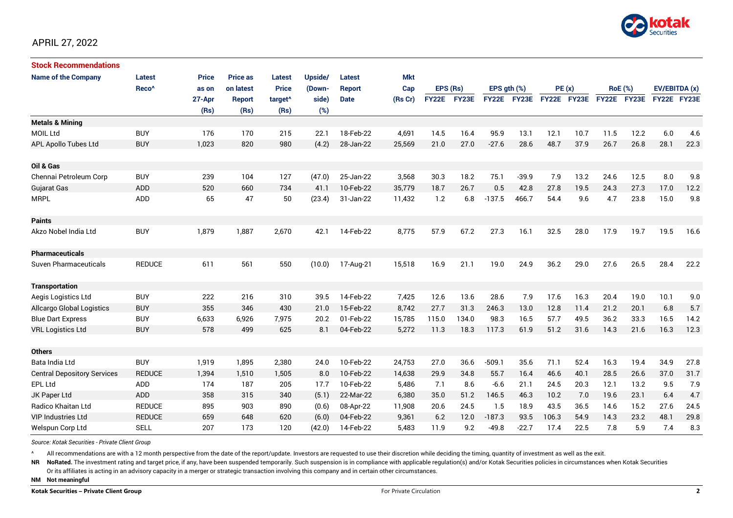APRIL 27, 2022

**Stock Recommendations**

| Name of the Company | Latest Reco^ | Price as on 27-Apr (Rs) | Price as on latest Report (Rs) | Latest Price target^ (Rs) | Upside/ (Down-side) (%) | Latest Report Date | Mkt Cap (Rs Cr) | EPS (Rs) | | EPS gth (%) | | PE (x) | | RoE (%) | | EV/EBITDA (x) | |
|---|---|---|---|---|---|---|---|---|---|---|---|---|---|---|---|---|---|
| | | | | | | | | FY22E | FY23E | FY22E | FY23E | FY22E | FY23E | FY22E | FY23E | FY22E | FY23E |
| **Metals & Mining** | | | | | | | | | | | | | | | | | |
| MOIL Ltd | BUY | 176 | 170 | 215 | 22.1 | 18-Feb-22 | 4,691 | 14.5 | 16.4 | 95.9 | 13.1 | 12.1 | 10.7 | 11.5 | 12.2 | 6.0 | 4.6 |
| APL Apollo Tubes Ltd | BUY | 1,023 | 820 | 980 | (4.2) | 28-Jan-22 | 25,569 | 21.0 | 27.0 | -27.6 | 28.6 | 48.7 | 37.9 | 26.7 | 26.8 | 28.1 | 22.3 |
| **Oil & Gas** | | | | | | | | | | | | | | | | | |
| Chennai Petroleum Corp | BUY | 239 | 104 | 127 | (47.0) | 25-Jan-22 | 3,568 | 30.3 | 18.2 | 75.1 | -39.9 | 7.9 | 13.2 | 24.6 | 12.5 | 8.0 | 9.8 |
| Gujarat Gas | ADD | 520 | 660 | 734 | 41.1 | 10-Feb-22 | 35,779 | 18.7 | 26.7 | 0.5 | 42.8 | 27.8 | 19.5 | 24.3 | 27.3 | 17.0 | 12.2 |
| MRPL | ADD | 65 | 47 | 50 | (23.4) | 31-Jan-22 | 11,432 | 1.2 | 6.8 | -137.5 | 466.7 | 54.4 | 9.6 | 4.7 | 23.8 | 15.0 | 9.8 |
| **Paints** | | | | | | | | | | | | | | | | | |
| Akzo Nobel India Ltd | BUY | 1,879 | 1,887 | 2,670 | 42.1 | 14-Feb-22 | 8,775 | 57.9 | 67.2 | 27.3 | 16.1 | 32.5 | 28.0 | 17.9 | 19.7 | 19.5 | 16.6 |
| **Pharmaceuticals** | | | | | | | | | | | | | | | | | |
| Suven Pharmaceuticals | REDUCE | 611 | 561 | 550 | (10.0) | 17-Aug-21 | 15,518 | 16.9 | 21.1 | 19.0 | 24.9 | 36.2 | 29.0 | 27.6 | 26.5 | 28.4 | 22.2 |
| **Transportation** | | | | | | | | | | | | | | | | | |
| Aegis Logistics Ltd | BUY | 222 | 216 | 310 | 39.5 | 14-Feb-22 | 7,425 | 12.6 | 13.6 | 28.6 | 7.9 | 17.6 | 16.3 | 20.4 | 19.0 | 10.1 | 9.0 |
| Allcargo Global Logistics | BUY | 355 | 346 | 430 | 21.0 | 15-Feb-22 | 8,742 | 27.7 | 31.3 | 246.3 | 13.0 | 12.8 | 11.4 | 21.2 | 20.1 | 6.8 | 5.7 |
| Blue Dart Express | BUY | 6,633 | 6,926 | 7,975 | 20.2 | 01-Feb-22 | 15,785 | 115.0 | 134.0 | 98.3 | 16.5 | 57.7 | 49.5 | 36.2 | 33.3 | 16.5 | 14.2 |
| VRL Logistics Ltd | BUY | 578 | 499 | 625 | 8.1 | 04-Feb-22 | 5,272 | 11.3 | 18.3 | 117.3 | 61.9 | 51.2 | 31.6 | 14.3 | 21.6 | 16.3 | 12.3 |
| **Others** | | | | | | | | | | | | | | | | | |
| Bata India Ltd | BUY | 1,919 | 1,895 | 2,380 | 24.0 | 10-Feb-22 | 24,753 | 27.0 | 36.6 | -509.1 | 35.6 | 71.1 | 52.4 | 16.3 | 19.4 | 34.9 | 27.8 |
| Central Depository Services | REDUCE | 1,394 | 1,510 | 1,505 | 8.0 | 10-Feb-22 | 14,638 | 29.9 | 34.8 | 55.7 | 16.4 | 46.6 | 40.1 | 28.5 | 26.6 | 37.0 | 31.7 |
| EPL Ltd | ADD | 174 | 187 | 205 | 17.7 | 10-Feb-22 | 5,486 | 7.1 | 8.6 | -6.6 | 21.1 | 24.5 | 20.3 | 12.1 | 13.2 | 9.5 | 7.9 |
| JK Paper Ltd | ADD | 358 | 315 | 340 | (5.1) | 22-Mar-22 | 6,380 | 35.0 | 51.2 | 146.5 | 46.3 | 10.2 | 7.0 | 19.6 | 23.1 | 6.4 | 4.7 |
| Radico Khaitan Ltd | REDUCE | 895 | 903 | 890 | (0.6) | 08-Apr-22 | 11,908 | 20.6 | 24.5 | 1.5 | 18.9 | 43.5 | 36.5 | 14.6 | 15.2 | 27.6 | 24.5 |
| VIP Industries Ltd | REDUCE | 659 | 648 | 620 | (6.0) | 04-Feb-22 | 9,361 | 6.2 | 12.0 | -187.3 | 93.5 | 106.3 | 54.9 | 14.3 | 23.2 | 48.1 | 29.8 |
| Welspun Corp Ltd | SELL | 207 | 173 | 120 | (42.0) | 14-Feb-22 | 5,483 | 11.9 | 9.2 | -49.8 | -22.7 | 17.4 | 22.5 | 7.8 | 5.9 | 7.4 | 8.3 |

*Source: Kotak Securities - Private Client Group*

^ All recommendations are with a 12 month perspective from the date of the report/update. Investors are requested to use their discretion while deciding the timing, quantity of investment as well as the exit.

**NR** **NoRated.** The investment rating and target price, if any, have been suspended temporarily. Such suspension is in compliance with applicable regulation(s) and/or Kotak Securities policies in circumstances when Kotak Securities Or its affiliates is acting in an advisory capacity in a merger or strategic transaction involving this company and in certain other circumstances.

**NM** **Not meaningful**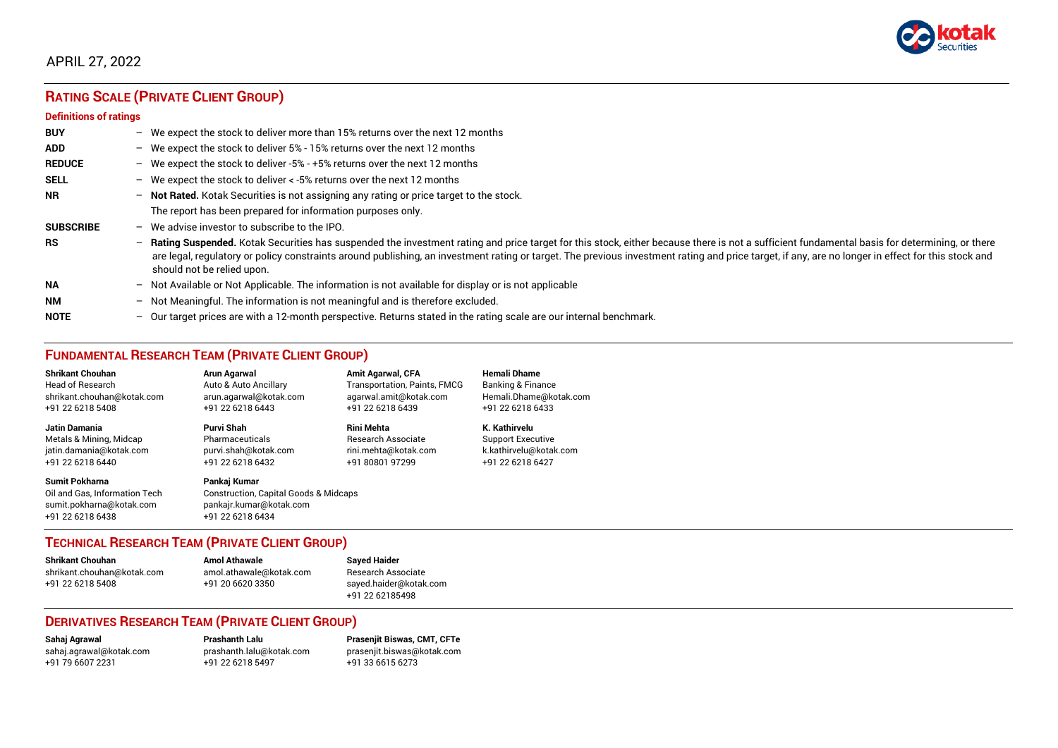APRIL 27, 2022

## RATING SCALE (PRIVATE CLIENT GROUP)

### Definitions of ratings

**BUY** – We expect the stock to deliver more than 15% returns over the next 12 months

**ADD** – We expect the stock to deliver 5% - 15% returns over the next 12 months

**REDUCE** – We expect the stock to deliver -5% - +5% returns over the next 12 months

**SELL** – We expect the stock to deliver < -5% returns over the next 12 months

**NR** – **Not Rated.** Kotak Securities is not assigning any rating or price target to the stock. The report has been prepared for information purposes only.

**SUBSCRIBE** – We advise investor to subscribe to the IPO.

**RS** – **Rating Suspended.** Kotak Securities has suspended the investment rating and price target for this stock, either because there is not a sufficient fundamental basis for determining, or there are legal, regulatory or policy constraints around publishing, an investment rating or target. The previous investment rating and price target, if any, are no longer in effect for this stock and should not be relied upon.

**NA** – Not Available or Not Applicable. The information is not available for display or is not applicable

**NM** – Not Meaningful. The information is not meaningful and is therefore excluded.

**NOTE** – Our target prices are with a 12-month perspective. Returns stated in the rating scale are our internal benchmark.

## FUNDAMENTAL RESEARCH TEAM (PRIVATE CLIENT GROUP)

**Shrikant Chouhan**
Head of Research
shrikant.chouhan@kotak.com
+91 22 6218 5408

**Arun Agarwal**
Auto & Auto Ancillary
arun.agarwal@kotak.com
+91 22 6218 6443

**Amit Agarwal, CFA**
Transportation, Paints, FMCG
agarwal.amit@kotak.com
+91 22 6218 6439

**Hemali Dhame**
Banking & Finance
Hemali.Dhame@kotak.com
+91 22 6218 6433

**Jatin Damania**
Metals & Mining, Midcap
jatin.damania@kotak.com
+91 22 6218 6440

**Purvi Shah**
Pharmaceuticals
purvi.shah@kotak.com
+91 22 6218 6432

**Rini Mehta**
Research Associate
rini.mehta@kotak.com
+91 80801 97299

**K. Kathirvelu**
Support Executive
k.kathirvelu@kotak.com
+91 22 6218 6427

**Sumit Pokharna**
Oil and Gas, Information Tech
sumit.pokharna@kotak.com
+91 22 6218 6438

**Pankaj Kumar**
Construction, Capital Goods & Midcaps
pankajr.kumar@kotak.com
+91 22 6218 6434

## TECHNICAL RESEARCH TEAM (PRIVATE CLIENT GROUP)

**Shrikant Chouhan**
shrikant.chouhan@kotak.com
+91 22 6218 5408

**Amol Athawale**
amol.athawale@kotak.com
+91 20 6620 3350

**Sayed Haider**
Research Associate
sayed.haider@kotak.com
+91 22 62185498

## DERIVATIVES RESEARCH TEAM (PRIVATE CLIENT GROUP)

**Sahaj Agrawal**
sahaj.agrawal@kotak.com
+91 79 6607 2231

**Prashanth Lalu**
prashanth.lalu@kotak.com
+91 22 6218 5497

**Prasenjit Biswas, CMT, CFTe**
prasenjit.biswas@kotak.com
+91 33 6615 6273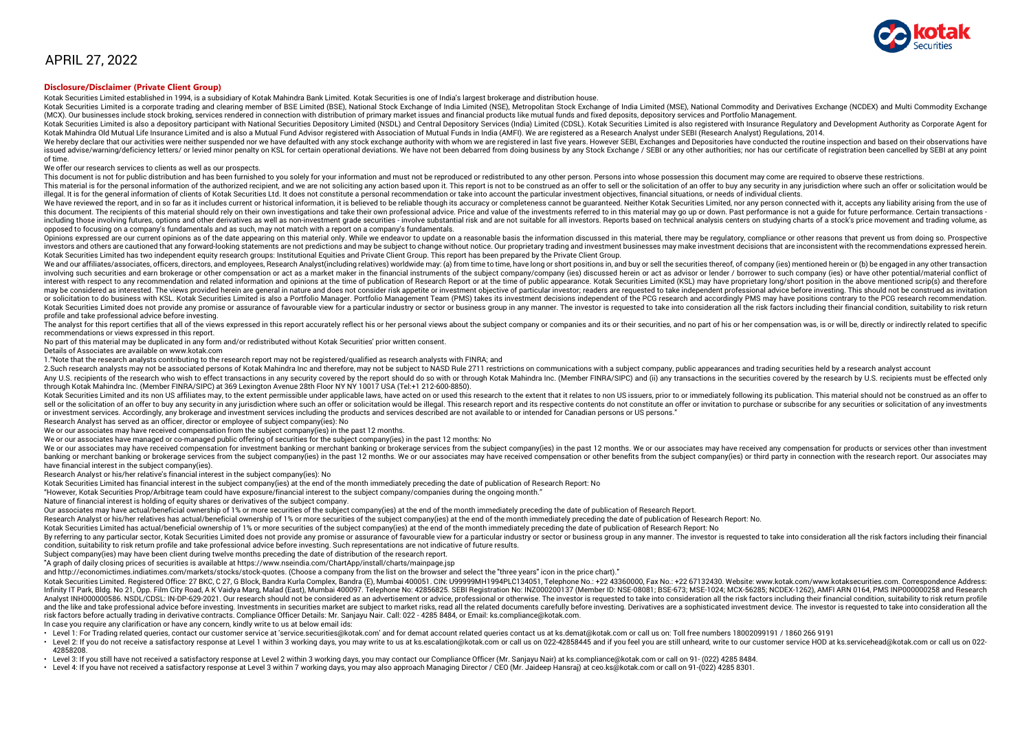APRIL 27, 2022

### Disclosure/Disclaimer (Private Client Group)

Kotak Securities Limited established in 1994, is a subsidiary of Kotak Mahindra Bank Limited. Kotak Securities is one of India's largest brokerage and distribution house.

Kotak Securities Limited is a corporate trading and clearing member of BSE Limited (BSE), National Stock Exchange of India Limited (NSE), Metropolitan Stock Exchange of India Limited (MSE), National Commodity and Derivatives Exchange (NCDEX) and Multi Commodity Exchange (MCX). Our businesses include stock broking, services rendered in connection with distribution of primary market issues and financial products like mutual funds and fixed deposits, depository services and Portfolio Management.

Kotak Securities Limited is also a depository participant with National Securities Depository Limited (NSDL) and Central Depository Services (India) Limited (CDSL). Kotak Securities Limited is also registered with Insurance Regulatory and Development Authority as Corporate Agent for Kotak Mahindra Old Mutual Life Insurance Limited and is also a Mutual Fund Advisor registered with Association of Mutual Funds in India (AMFI). We are registered as a Research Analyst under SEBI (Research Analyst) Regulations, 2014.

We hereby declare that our activities were neither suspended nor we have defaulted with any stock exchange authority with whom we are registered in last five years. However SEBI, Exchanges and Depositories have conducted the routine inspection and based on their observations have issued advise/warning/deficiency letters/ or levied minor penalty on KSL for certain operational deviations. We have not been debarred from doing business by any Stock Exchange / SEBI or any other authorities; nor has our certificate of registration been cancelled by SEBI at any point of time.

We offer our research services to clients as well as our prospects.

This document is not for public distribution and has been furnished to you solely for your information and must not be reproduced or redistributed to any other person. Persons into whose possession this document may come are required to observe these restrictions.

This material is for the personal information of the authorized recipient, and we are not soliciting any action based upon it. This report is not to be construed as an offer to sell or the solicitation of an offer to buy any security in any jurisdiction where such an offer or solicitation would be illegal. It is for the general information of clients of Kotak Securities Ltd. It does not constitute a personal recommendation or take into account the particular investment objectives, financial situations, or needs of individual clients.

We have reviewed the report, and in so far as it includes current or historical information, it is believed to be reliable though its accuracy or completeness cannot be guaranteed. Neither Kotak Securities Limited, nor any person connected with it, accepts any liability arising from the use of this document. The recipients of this material should rely on their own investigations and take their own professional advice. Price and value of the investments referred to in this material may go up or down. Past performance is not a guide for future performance. Certain transactions - including those involving futures, options and other derivatives as well as non-investment grade securities - involve substantial risk and are not suitable for all investors. Reports based on technical analysis centers on studying charts of a stock's price movement and trading volume, as opposed to focusing on a company's fundamentals and as such, may not match with a report on a company's fundamentals.

Opinions expressed are our current opinions as of the date appearing on this material only. While we endeavor to update on a reasonable basis the information discussed in this material, there may be regulatory, compliance or other reasons that prevent us from doing so. Prospective investors and others are cautioned that any forward-looking statements are not predictions and may be subject to change without notice. Our proprietary trading and investment businesses may make investment decisions that are inconsistent with the recommendations expressed herein. Kotak Securities Limited has two independent equity research groups: Institutional Equities and Private Client Group. This report has been prepared by the Private Client Group.

We and our affiliates/associates, officers, directors, and employees, Research Analyst(including relatives) worldwide may: (a) from time to time, have long or short positions in, and buy or sell the securities thereof, of company (ies) mentioned herein or (b) be engaged in any other transaction involving such securities and earn brokerage or other compensation or act as a market maker in the financial instruments of the subject company/company (ies) discussed herein or act as advisor or lender / borrower to such company (ies) or have other potential/material conflict of interest with respect to any recommendation and related information and opinions at the time of publication of Research Report or at the time of public appearance. Kotak Securities Limited (KSL) may have proprietary long/short position in the above mentioned scrip(s) and therefore may be considered as interested. The views provided herein are general in nature and does not consider risk appetite or investment objective of particular investor; readers are requested to take independent professional advice before investing. This should not be construed as invitation or solicitation to do business with KSL. Kotak Securities Limited is also a Portfolio Manager. Portfolio Management Team (PMS) takes its investment decisions independent of the PCG research and accordingly PMS may have positions contrary to the PCG research recommendation. Kotak Securities Limited does not provide any promise or assurance of favourable view for a particular industry or sector or business group in any manner. The investor is requested to take into consideration all the risk factors including their financial condition, suitability to risk return profile and take professional advice before investing.

The analyst for this report certifies that all of the views expressed in this report accurately reflect his or her personal views about the subject company or companies and its or their securities, and no part of his or her compensation was, is or will be, directly or indirectly related to specific recommendations or views expressed in this report.

No part of this material may be duplicated in any form and/or redistributed without Kotak Securities' prior written consent.

Details of Associates are available on www.kotak.com

1."Note that the research analysts contributing to the research report may not be registered/qualified as research analysts with FINRA; and

2.Such research analysts may not be associated persons of Kotak Mahindra Inc and therefore, may not be subject to NASD Rule 2711 restrictions on communications with a subject company, public appearances and trading securities held by a research analyst account

Any U.S. recipients of the research who wish to effect transactions in any security covered by the report should do so with or through Kotak Mahindra Inc. (Member FINRA/SIPC) and (ii) any transactions in the securities covered by the research by U.S. recipients must be effected only through Kotak Mahindra Inc. (Member FINRA/SIPC) at 369 Lexington Avenue 28th Floor NY NY 10017 USA (Tel:+1 212-600-8850).

Kotak Securities Limited and its non US affiliates may, to the extent permissible under applicable laws, have acted on or used this research to the extent that it relates to non US issuers, prior to or immediately following its publication. This material should not be construed as an offer to sell or the solicitation of an offer to buy any security in any jurisdiction where such an offer or solicitation would be illegal. This research report and its respective contents do not constitute an offer or invitation to purchase or subscribe for any securities or solicitation of any investments or investment services. Accordingly, any brokerage and investment services including the products and services described are not available to or intended for Canadian persons or US persons."

Research Analyst has served as an officer, director or employee of subject company(ies): No

We or our associates may have received compensation from the subject company(ies) in the past 12 months.

We or our associates have managed or co-managed public offering of securities for the subject company(ies) in the past 12 months: No

We or our associates may have received compensation for investment banking or merchant banking or brokerage services from the subject company(ies) in the past 12 months. We or our associates may have received any compensation for products or services other than investment banking or merchant banking or brokerage services from the subject company(ies) in the past 12 months. We or our associates may have received compensation or other benefits from the subject company(ies) or third party in connection with the research report. Our associates may have financial interest in the subject company(ies).

Research Analyst or his/her relative's financial interest in the subject company(ies): No

Kotak Securities Limited has financial interest in the subject company(ies) at the end of the month immediately preceding the date of publication of Research Report: No

"However, Kotak Securities Prop/Arbitrage team could have exposure/financial interest to the subject company/companies during the ongoing month."

Nature of financial interest is holding of equity shares or derivatives of the subject company.

Our associates may have actual/beneficial ownership of 1% or more securities of the subject company(ies) at the end of the month immediately preceding the date of publication of Research Report.

Research Analyst or his/her relatives has actual/beneficial ownership of 1% or more securities of the subject company(ies) at the end of the month immediately preceding the date of publication of Research Report: No.

Kotak Securities Limited has actual/beneficial ownership of 1% or more securities of the subject company(ies) at the end of the month immediately preceding the date of publication of Research Report: No

By referring to any particular sector, Kotak Securities Limited does not provide any promise or assurance of favourable view for a particular industry or sector or business group in any manner. The investor is requested to take into consideration all the risk factors including their financial condition, suitability to risk return profile and take professional advice before investing. Such representations are not indicative of future results.

Subject company(ies) may have been client during twelve months preceding the date of distribution of the research report.

"A graph of daily closing prices of securities is available at https://www.nseindia.com/ChartApp/install/charts/mainpage.jsp

and http://economictimes.indiatimes.com/markets/stocks/stock-quotes. (Choose a company from the list on the browser and select the "three years" icon in the price chart)."

Kotak Securities Limited. Registered Office: 27 BKC, C 27, G Block, Bandra Kurla Complex, Bandra (E), Mumbai 400051. CIN: U99999MH1994PLC134051, Telephone No.: +22 43360000, Fax No.: +22 67132430. Website: www.kotak.com/www.kotaksecurities.com. Correspondence Address: Infinity IT Park, Bldg. No 21, Opp. Film City Road, A K Vaidya Marg, Malad (East), Mumbai 400097. Telephone No: 42856825. SEBI Registration No: INZ000200137 (Member ID: NSE-08081; BSE-673; MSE-1024; MCX-56285; NCDEX-1262), AMFI ARN 0164, PMS INP000000258 and Research Analyst INH000000586. NSDL/CDSL: IN-DP-629-2021. Our research should not be considered as an advertisement or advice, professional or otherwise. The investor is requested to take into consideration all the risk factors including their financial condition, suitability to risk return profile and the like and take professional advice before investing. Investments in securities market are subject to market risks, read all the related documents carefully before investing. Derivatives are a sophisticated investment device. The investor is requested to take into consideration all the risk factors before actually trading in derivative contracts. Compliance Officer Details: Mr. Sanjayu Nair. Call: 022 - 4285 8484, or Email: ks.compliance@kotak.com.

In case you require any clarification or have any concern, kindly write to us at below email ids:

- Level 1: For Trading related queries, contact our customer service at 'service.securities@kotak.com' and for demat account related queries contact us at ks.demat@kotak.com or call us on: Toll free numbers 18002099191 / 1860 266 9191
- Level 2: If you do not receive a satisfactory response at Level 1 within 3 working days, you may write to us at ks.escalation@kotak.com or call us on 022-42858445 and if you feel you are still unheard, write to our customer service HOD at ks.servicehead@kotak.com or call us on 022-42858208.
- Level 3: If you still have not received a satisfactory response at Level 2 within 3 working days, you may contact our Compliance Officer (Mr. Sanjayu Nair) at ks.compliance@kotak.com or call on 91- (022) 4285 8484.
- Level 4: If you have not received a satisfactory response at Level 3 within 7 working days, you may also approach Managing Director / CEO (Mr. Jaideep Hansraj) at ceo.ks@kotak.com or call on 91-(022) 4285 8301.